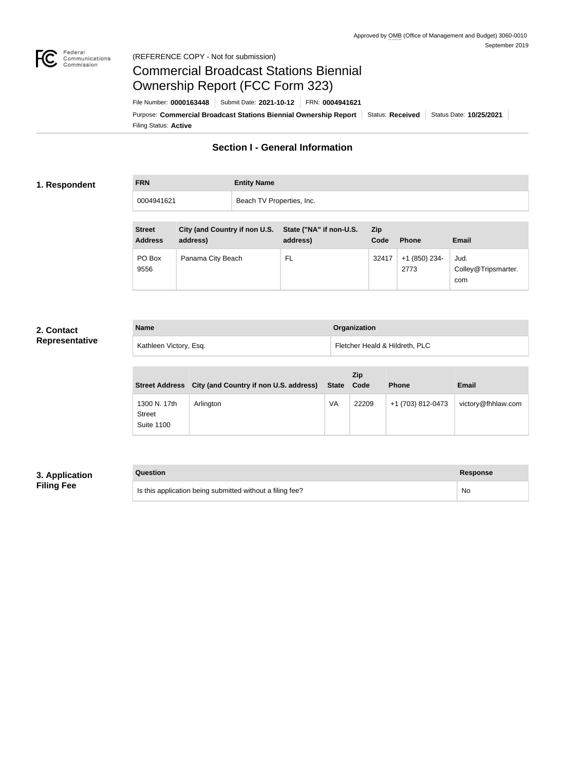Approved by OMB (Office of Management and Budget) 3060-0010
September 2019

(REFERENCE COPY - Not for submission)

# Commercial Broadcast Stations Biennial Ownership Report (FCC Form 323)

File Number: **0000163448** | Submit Date: **2021-10-12** | FRN: **0004941621**

Purpose: **Commercial Broadcast Stations Biennial Ownership Report** | Status: **Received** | Status Date: **10/25/2021**

Filing Status: **Active**

## Section I - General Information

### 1. Respondent

| FRN | Entity Name |
| --- | --- |
| 0004941621 | Beach TV Properties, Inc. |

| Street Address | City (and Country if non U.S. address) | State ("NA" if non-U.S. address) | Zip Code | Phone | Email |
| --- | --- | --- | --- | --- | --- |
| PO Box 9556 | Panama City Beach | FL | 32417 | +1 (850) 234-2773 | Jud.Colley@Tripsmarter.com |

### 2. Contact Representative

| Name | Organization |
| --- | --- |
| Kathleen Victory, Esq. | Fletcher Heald & Hildreth, PLC |

| Street Address | City (and Country if non U.S. address) | State | Zip Code | Phone | Email |
| --- | --- | --- | --- | --- | --- |
| 1300 N. 17th Street Suite 1100 | Arlington | VA | 22209 | +1 (703) 812-0473 | victory@fhhlaw.com |

### 3. Application Filing Fee

| Question | Response |
| --- | --- |
| Is this application being submitted without a filing fee? | No |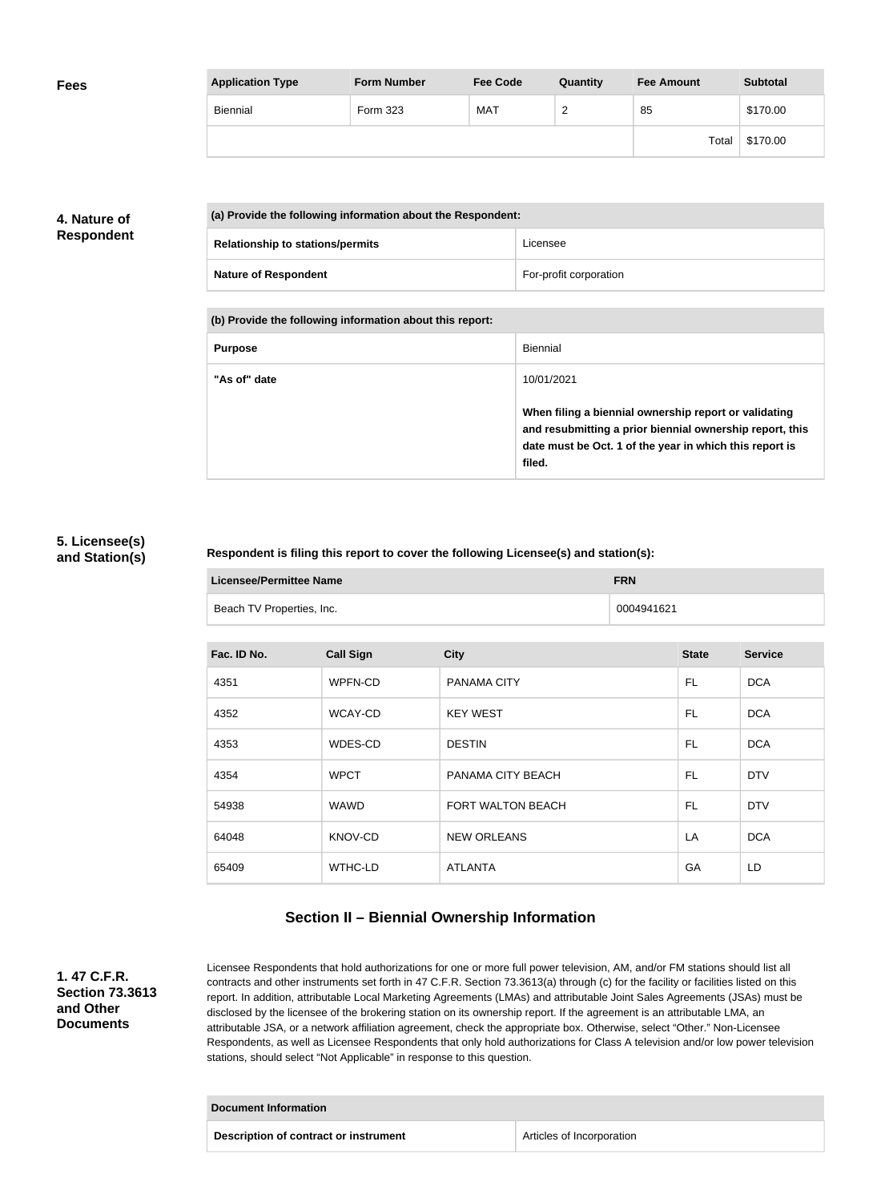**Fees**

| Application Type | Form Number | Fee Code | Quantity | Fee Amount | Subtotal |
|---|---|---|---|---|---|
| Biennial | Form 323 | MAT | 2 | 85 | $170.00 |
| | | | | Total | $170.00 |

**4. Nature of Respondent**

| (a) Provide the following information about the Respondent: | |
|---|---|
| Relationship to stations/permits | Licensee |
| Nature of Respondent | For-profit corporation |

| (b) Provide the following information about this report: | |
|---|---|
| Purpose | Biennial |
| "As of" date | 10/01/2021<br><br>**When filing a biennial ownership report or validating and resubmitting a prior biennial ownership report, this date must be Oct. 1 of the year in which this report is filed.** |

**5. Licensee(s) and Station(s)**

**Respondent is filing this report to cover the following Licensee(s) and station(s):**

| Licensee/Permittee Name | FRN |
|---|---|
| Beach TV Properties, Inc. | 0004941621 |

| Fac. ID No. | Call Sign | City | State | Service |
|---|---|---|---|---|
| 4351 | WPFN-CD | PANAMA CITY | FL | DCA |
| 4352 | WCAY-CD | KEY WEST | FL | DCA |
| 4353 | WDES-CD | DESTIN | FL | DCA |
| 4354 | WPCT | PANAMA CITY BEACH | FL | DTV |
| 54938 | WAWD | FORT WALTON BEACH | FL | DTV |
| 64048 | KNOV-CD | NEW ORLEANS | LA | DCA |
| 65409 | WTHC-LD | ATLANTA | GA | LD |

## Section II – Biennial Ownership Information

**1. 47 C.F.R. Section 73.3613 and Other Documents**

Licensee Respondents that hold authorizations for one or more full power television, AM, and/or FM stations should list all contracts and other instruments set forth in 47 C.F.R. Section 73.3613(a) through (c) for the facility or facilities listed on this report. In addition, attributable Local Marketing Agreements (LMAs) and attributable Joint Sales Agreements (JSAs) must be disclosed by the licensee of the brokering station on its ownership report. If the agreement is an attributable LMA, an attributable JSA, or a network affiliation agreement, check the appropriate box. Otherwise, select "Other." Non-Licensee Respondents, as well as Licensee Respondents that only hold authorizations for Class A television and/or low power television stations, should select "Not Applicable" in response to this question.

| Document Information | |
|---|---|
| Description of contract or instrument | Articles of Incorporation |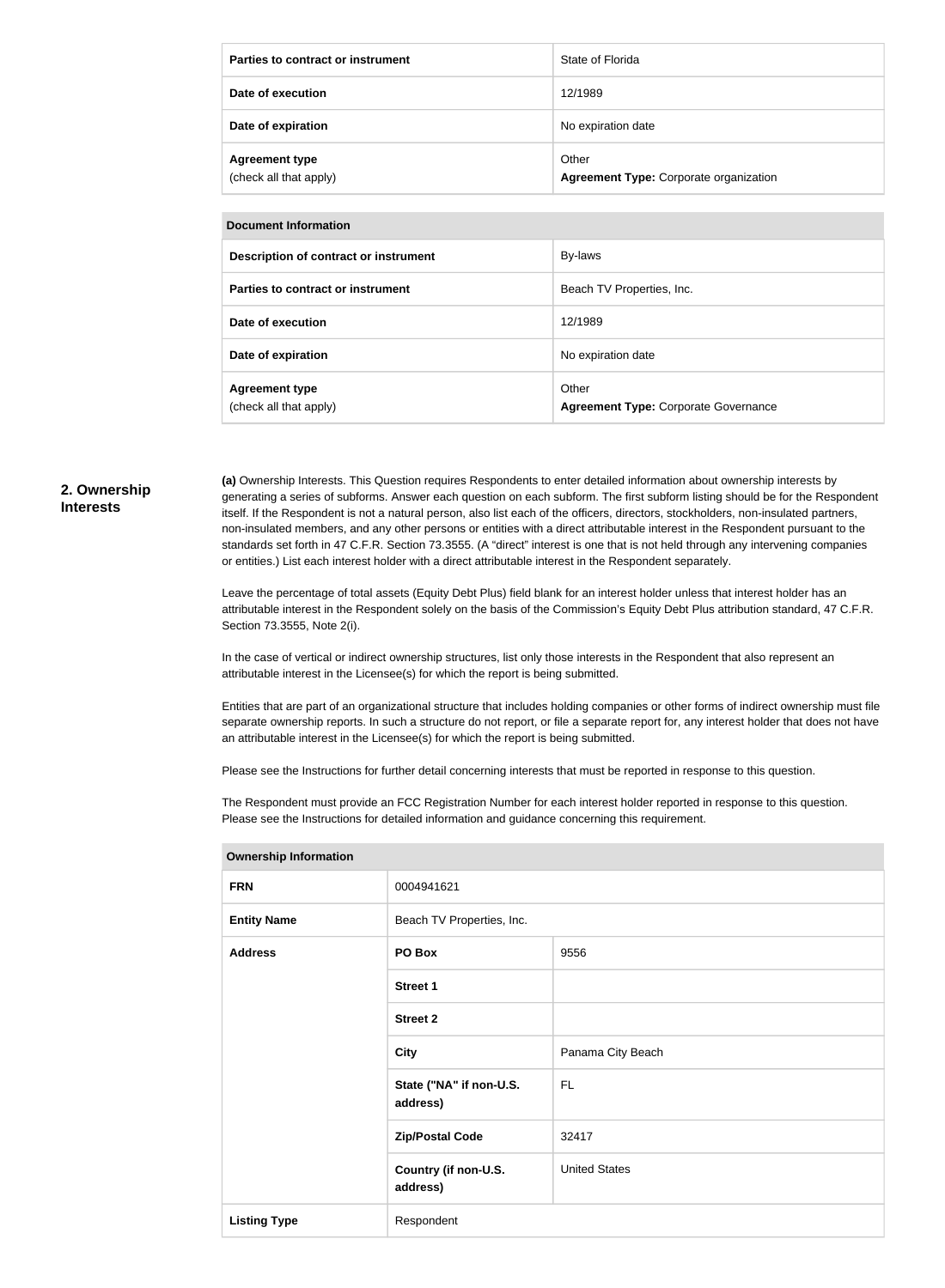| | |
|---|---|
| **Parties to contract or instrument** | State of Florida |
| **Date of execution** | 12/1989 |
| **Date of expiration** | No expiration date |
| **Agreement type** (check all that apply) | Other **Agreement Type:** Corporate organization |

| **Document Information** | |
|---|---|
| **Description of contract or instrument** | By-laws |
| **Parties to contract or instrument** | Beach TV Properties, Inc. |
| **Date of execution** | 12/1989 |
| **Date of expiration** | No expiration date |
| **Agreement type** (check all that apply) | Other **Agreement Type:** Corporate Governance |

## 2. Ownership Interests

**(a)** Ownership Interests. This Question requires Respondents to enter detailed information about ownership interests by generating a series of subforms. Answer each question on each subform. The first subform listing should be for the Respondent itself. If the Respondent is not a natural person, also list each of the officers, directors, stockholders, non-insulated partners, non-insulated members, and any other persons or entities with a direct attributable interest in the Respondent pursuant to the standards set forth in 47 C.F.R. Section 73.3555. (A "direct" interest is one that is not held through any intervening companies or entities.) List each interest holder with a direct attributable interest in the Respondent separately.

Leave the percentage of total assets (Equity Debt Plus) field blank for an interest holder unless that interest holder has an attributable interest in the Respondent solely on the basis of the Commission's Equity Debt Plus attribution standard, 47 C.F.R. Section 73.3555, Note 2(i).

In the case of vertical or indirect ownership structures, list only those interests in the Respondent that also represent an attributable interest in the Licensee(s) for which the report is being submitted.

Entities that are part of an organizational structure that includes holding companies or other forms of indirect ownership must file separate ownership reports. In such a structure do not report, or file a separate report for, any interest holder that does not have an attributable interest in the Licensee(s) for which the report is being submitted.

Please see the Instructions for further detail concerning interests that must be reported in response to this question.

The Respondent must provide an FCC Registration Number for each interest holder reported in response to this question. Please see the Instructions for detailed information and guidance concerning this requirement.

| **Ownership Information** | | |
|---|---|---|
| **FRN** | 0004941621 | |
| **Entity Name** | Beach TV Properties, Inc. | |
| **Address** | **PO Box** | 9556 |
| | **Street 1** | |
| | **Street 2** | |
| | **City** | Panama City Beach |
| | **State ("NA" if non-U.S. address)** | FL |
| | **Zip/Postal Code** | 32417 |
| | **Country (if non-U.S. address)** | United States |
| **Listing Type** | Respondent | |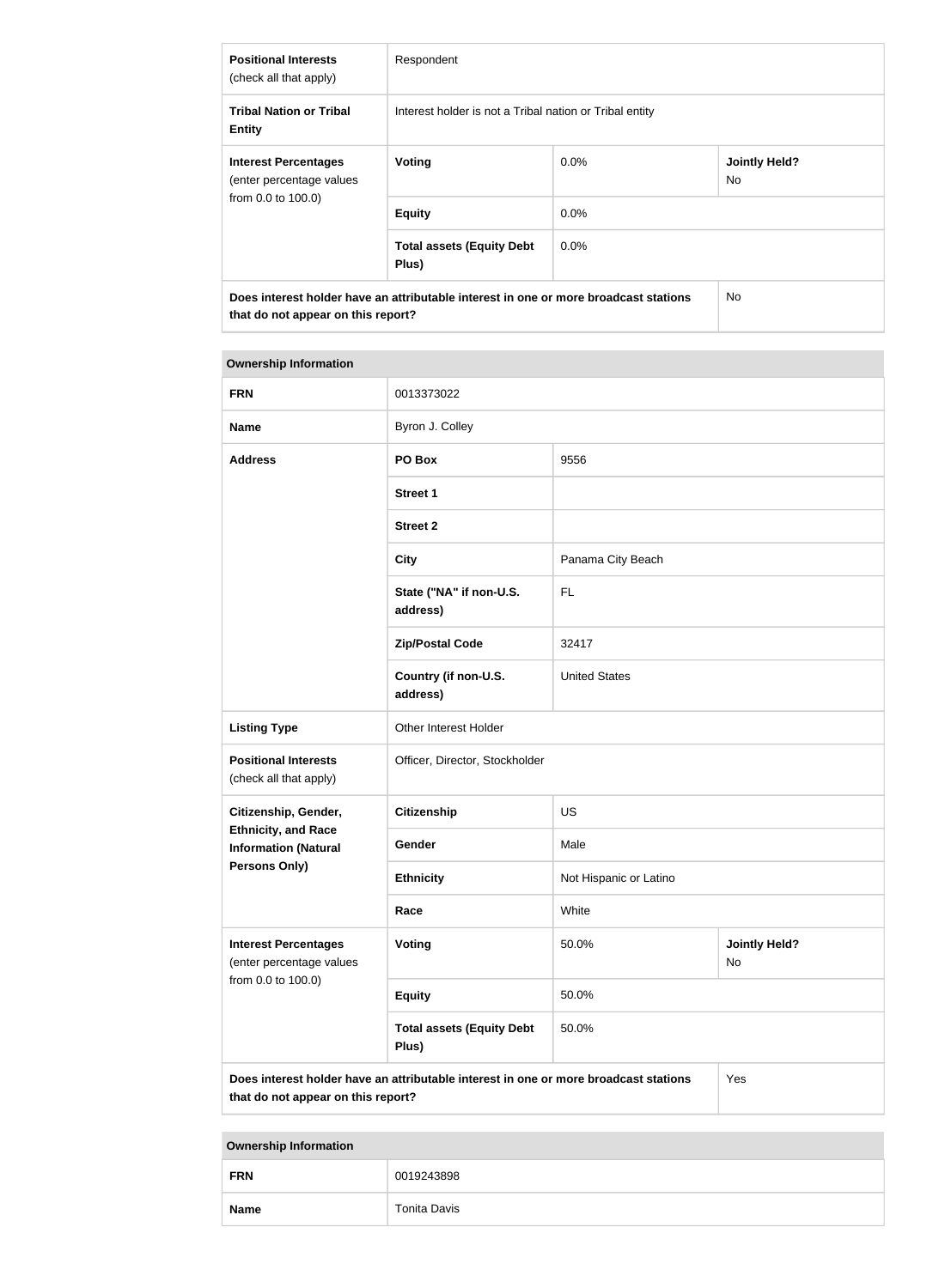| | | | |
|---|---|---|---|
| **Positional Interests** (check all that apply) | Respondent | | |
| **Tribal Nation or Tribal Entity** | Interest holder is not a Tribal nation or Tribal entity | | |
| **Interest Percentages** (enter percentage values from 0.0 to 100.0) | **Voting** | 0.0% | **Jointly Held?** No |
| | **Equity** | 0.0% | |
| | **Total assets (Equity Debt Plus)** | 0.0% | |
| **Does interest holder have an attributable interest in one or more broadcast stations that do not appear on this report?** | | | No |

| **Ownership Information** | | | |
|---|---|---|---|
| **FRN** | 0013373022 | | |
| **Name** | Byron J. Colley | | |
| **Address** | **PO Box** | 9556 | |
| | **Street 1** | | |
| | **Street 2** | | |
| | **City** | Panama City Beach | |
| | **State ("NA" if non-U.S. address)** | FL | |
| | **Zip/Postal Code** | 32417 | |
| | **Country (if non-U.S. address)** | United States | |
| **Listing Type** | Other Interest Holder | | |
| **Positional Interests** (check all that apply) | Officer, Director, Stockholder | | |
| **Citizenship, Gender, Ethnicity, and Race Information (Natural Persons Only)** | **Citizenship** | US | |
| | **Gender** | Male | |
| | **Ethnicity** | Not Hispanic or Latino | |
| | **Race** | White | |
| **Interest Percentages** (enter percentage values from 0.0 to 100.0) | **Voting** | 50.0% | **Jointly Held?** No |
| | **Equity** | 50.0% | |
| | **Total assets (Equity Debt Plus)** | 50.0% | |
| **Does interest holder have an attributable interest in one or more broadcast stations that do not appear on this report?** | | | Yes |

| **Ownership Information** | |
|---|---|
| **FRN** | 0019243898 |
| **Name** | Tonita Davis |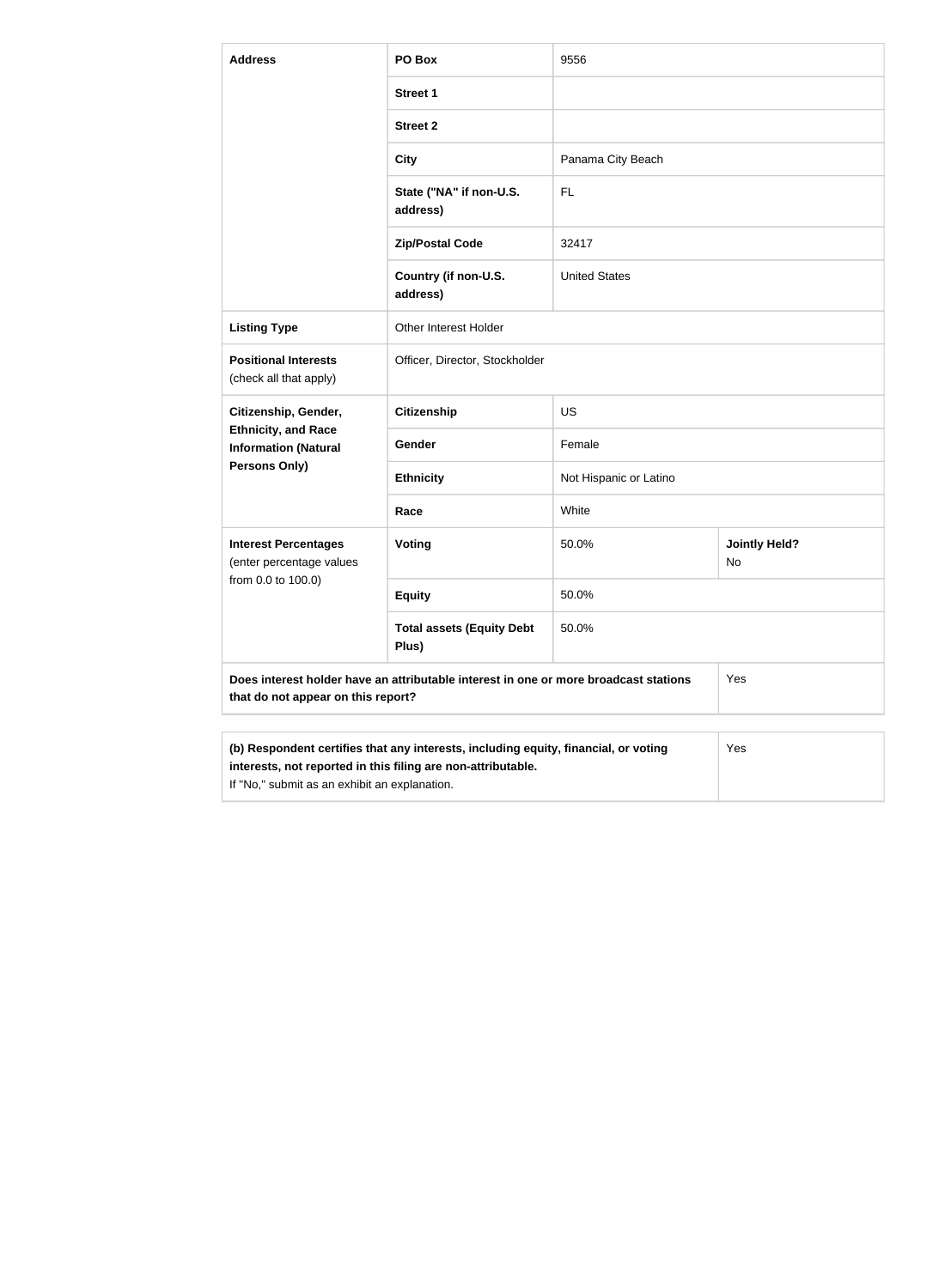| Address | PO Box | 9556 | |
|---|---|---|---|
| | Street 1 | | |
| | Street 2 | | |
| | City | Panama City Beach | |
| | State ("NA" if non-U.S. address) | FL | |
| | Zip/Postal Code | 32417 | |
| | Country (if non-U.S. address) | United States | |
| Listing Type | Other Interest Holder | | |
| Positional Interests (check all that apply) | Officer, Director, Stockholder | | |
| Citizenship, Gender, Ethnicity, and Race Information (Natural Persons Only) | Citizenship | US | |
| | Gender | Female | |
| | Ethnicity | Not Hispanic or Latino | |
| | Race | White | |
| Interest Percentages (enter percentage values from 0.0 to 100.0) | Voting | 50.0% | Jointly Held? No |
| | Equity | 50.0% | |
| | Total assets (Equity Debt Plus) | 50.0% | |
| Does interest holder have an attributable interest in one or more broadcast stations that do not appear on this report? | | | Yes |

| (b) Respondent certifies that any interests, including equity, financial, or voting interests, not reported in this filing are non-attributable. If "No," submit as an exhibit an explanation. | Yes |
|---|---|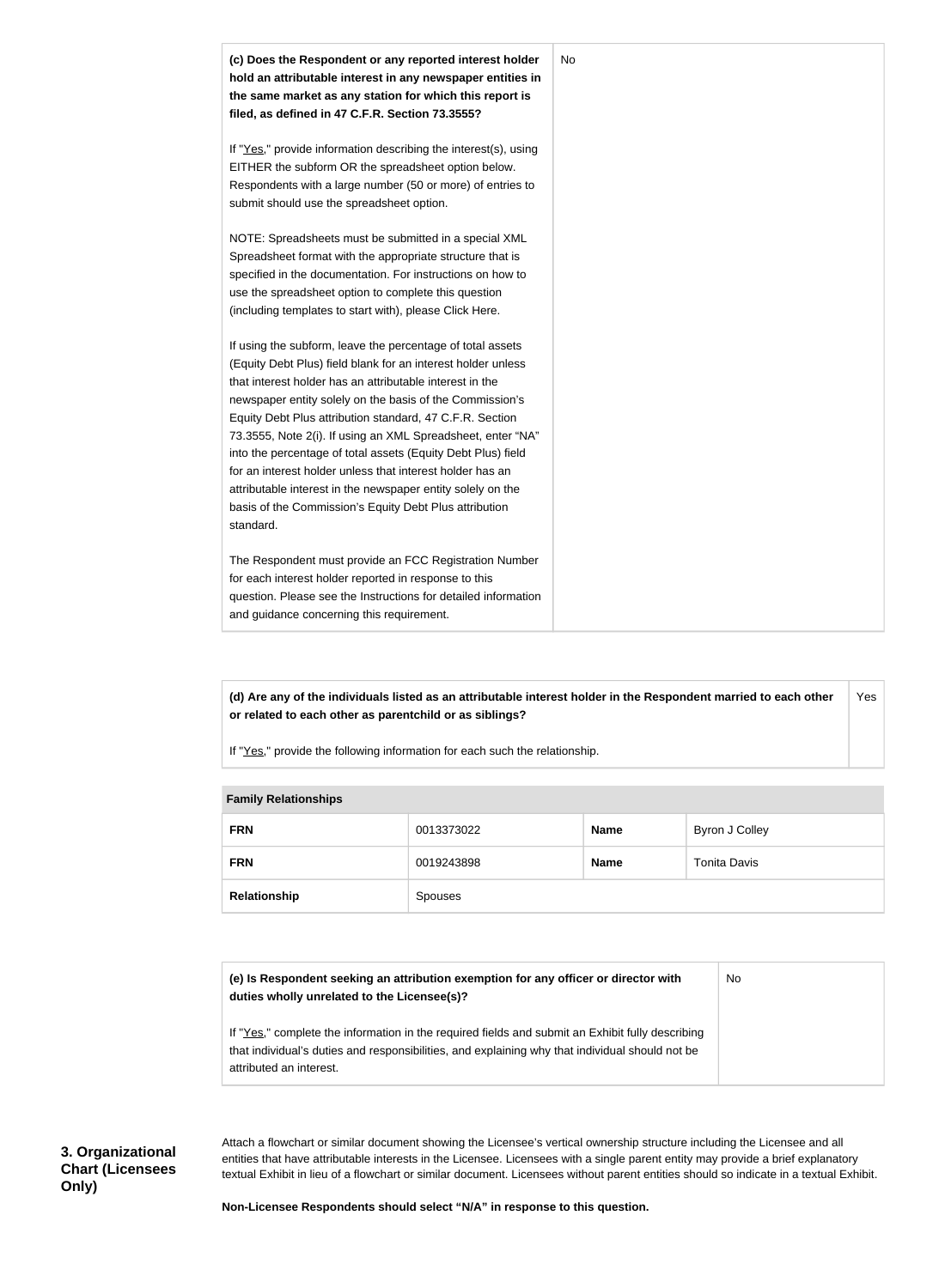| (c) Does the Respondent or any reported interest holder hold an attributable interest in any newspaper entities in the same market as any station for which this report is filed, as defined in 47 C.F.R. Section 73.3555? | No |
| --- | --- |
| If "Yes," provide information describing the interest(s), using EITHER the subform OR the spreadsheet option below. Respondents with a large number (50 or more) of entries to submit should use the spreadsheet option. | |
| NOTE: Spreadsheets must be submitted in a special XML Spreadsheet format with the appropriate structure that is specified in the documentation. For instructions on how to use the spreadsheet option to complete this question (including templates to start with), please Click Here. | |
| If using the subform, leave the percentage of total assets (Equity Debt Plus) field blank for an interest holder unless that interest holder has an attributable interest in the newspaper entity solely on the basis of the Commission's Equity Debt Plus attribution standard, 47 C.F.R. Section 73.3555, Note 2(i). If using an XML Spreadsheet, enter "NA" into the percentage of total assets (Equity Debt Plus) field for an interest holder unless that interest holder has an attributable interest in the newspaper entity solely on the basis of the Commission's Equity Debt Plus attribution standard. | |
| The Respondent must provide an FCC Registration Number for each interest holder reported in response to this question. Please see the Instructions for detailed information and guidance concerning this requirement. | |

| (d) Are any of the individuals listed as an attributable interest holder in the Respondent married to each other or related to each other as parentchild or as siblings? | Yes |
| --- | --- |
| If "Yes," provide the following information for each such the relationship. | |

| Family Relationships | | | |
| --- | --- | --- | --- |
| **FRN** | 0013373022 | **Name** | Byron J Colley |
| **FRN** | 0019243898 | **Name** | Tonita Davis |
| **Relationship** | Spouses | | |

| (e) Is Respondent seeking an attribution exemption for any officer or director with duties wholly unrelated to the Licensee(s)? | No |
| --- | --- |
| If "Yes," complete the information in the required fields and submit an Exhibit fully describing that individual's duties and responsibilities, and explaining why that individual should not be attributed an interest. | |

**3. Organizational Chart (Licensees Only)**

Attach a flowchart or similar document showing the Licensee's vertical ownership structure including the Licensee and all entities that have attributable interests in the Licensee. Licensees with a single parent entity may provide a brief explanatory textual Exhibit in lieu of a flowchart or similar document. Licensees without parent entities should so indicate in a textual Exhibit.

**Non-Licensee Respondents should select "N/A" in response to this question.**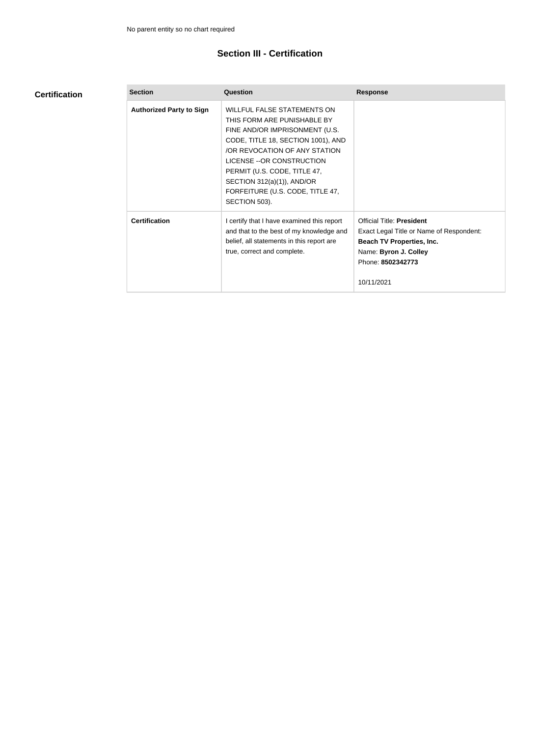No parent entity so no chart required

## Section III - Certification

**Certification**

| Section | Question | Response |
|---|---|---|
| **Authorized Party to Sign** | WILLFUL FALSE STATEMENTS ON THIS FORM ARE PUNISHABLE BY FINE AND/OR IMPRISONMENT (U.S. CODE, TITLE 18, SECTION 1001), AND /OR REVOCATION OF ANY STATION LICENSE --OR CONSTRUCTION PERMIT (U.S. CODE, TITLE 47, SECTION 312(a)(1)), AND/OR FORFEITURE (U.S. CODE, TITLE 47, SECTION 503). | |
| **Certification** | I certify that I have examined this report and that to the best of my knowledge and belief, all statements in this report are true, correct and complete. | Official Title: **President**<br>Exact Legal Title or Name of Respondent: **Beach TV Properties, Inc.**<br>Name: **Byron J. Colley**<br>Phone: **8502342773**<br><br>10/11/2021 |